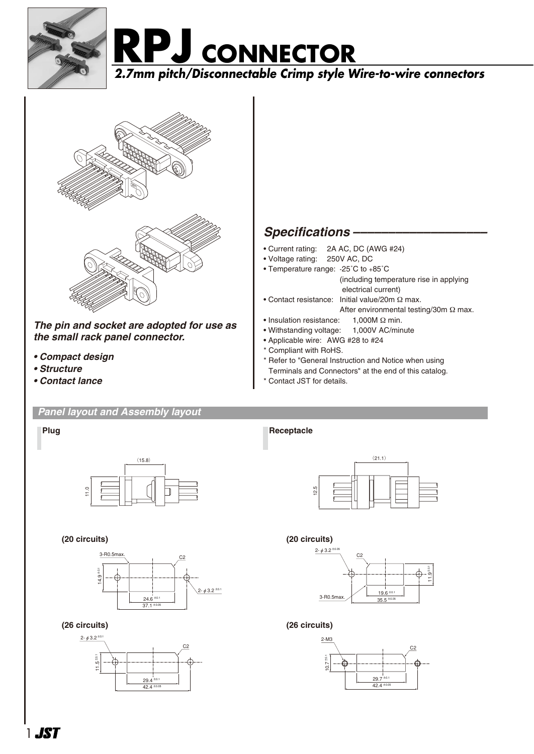# RPJ CONNECTOR

*2.7mm pitch/Disconnectable Crimp style Wire-to-wire connectors*

***The pin and socket are adopted for use as the small rack panel connector.***

- ***Compact design***
- ***Structure***
- ***Contact lance***

## *Specifications*

- Current rating: 2A AC, DC (AWG #24)
- Voltage rating: 250V AC, DC
- Temperature range: -25˚C to +85˚C (including temperature rise in applying electrical current)
- Contact resistance: Initial value/20m Ω max. After environmental testing/30m Ω max.
- Insulation resistance: 1,000M Ω min.
- Withstanding voltage: 1,000V AC/minute
- Applicable wire: AWG #28 to #24

\* Compliant with RoHS.
\* Refer to "General Instruction and Notice when using Terminals and Connectors" at the end of this catalog.
\* Contact JST for details.

## Panel layout and Assembly layout

### Plug

(15.8)
11.0

**(20 circuits)**

3-R0.5max.
C2
14.9 ±0.1
2- φ 3.2 ±0.1
24.6 ±0.1
37.1 ±0.05

**(26 circuits)**

2- φ 3.2 ±0.1
C2
11.5 ±0.1
29.4 ±0.1
42.4 ±0.05

### Receptacle

(21.1)
12.5

**(20 circuits)**

2- φ 3.2 ±0.05
C2
11.9 ±0.1
3-R0.5max.
19.6 ±0.1
35.5 ±0.05

**(26 circuits)**

2-M3
C2
10.7 ±0.1
29.7 ±0.1
42.4 ±0.05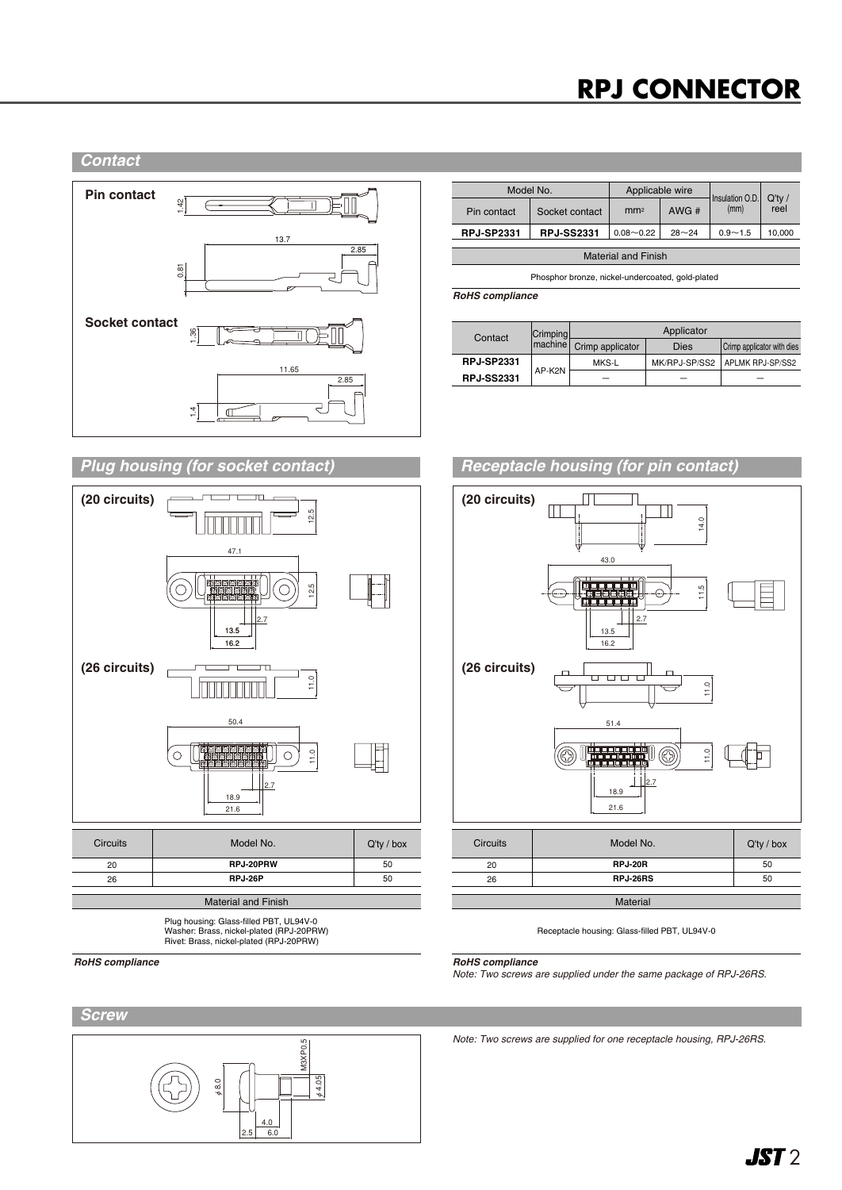# RPJ CONNECTOR

## Contact

**Pin contact**

1.42

13.7

2.85

0.81

**Socket contact**

1.36

11.65

2.85

1.4

| Model No. | | Applicable wire | | Insulation O.D. (mm) | Q'ty / reel |
|---|---|---|---|---|---|
| Pin contact | Socket contact | $mm^2$ | AWG # | | |
| **RPJ-SP2331** | **RPJ-SS2331** | 0.08～0.22 | 28～24 | 0.9～1.5 | 10,000 |

| Material and Finish |
|---|
| Phosphor bronze, nickel-undercoated, gold-plated |

***RoHS compliance***

| Contact | Crimping machine | Applicator | | |
|---|---|---|---|---|
| | | Crimp applicator | Dies | Crimp applicator with dies |
| **RPJ-SP2331** | AP-K2N | MKS-L | MK/RPJ-SP/SS2 | APLMK RPJ-SP/SS2 |
| **RPJ-SS2331** | | – | – | – |

## Plug housing (for socket contact)

**(20 circuits)**

12.5

47.1

12.5

2.7

13.5

16.2

**(26 circuits)**

11.0

50.4

11.0

2.7

18.9

21.6

| Circuits | Model No. | Q'ty / box |
|---|---|---|
| 20 | **RPJ-20PRW** | 50 |
| 26 | **RPJ-26P** | 50 |

| Material and Finish |
|---|
| Plug housing: Glass-filled PBT, UL94V-0<br>Washer: Brass, nickel-plated (RPJ-20PRW)<br>Rivet: Brass, nickel-plated (RPJ-20PRW) |

***RoHS compliance***

## Receptacle housing (for pin contact)

**(20 circuits)**

14.0

43.0

11.5

2.7

13.5

16.2

**(26 circuits)**

11.0

51.4

11.0

2.7

18.9

21.6

| Circuits | Model No. | Q'ty / box |
|---|---|---|
| 20 | **RPJ-20R** | 50 |
| 26 | **RPJ-26RS** | 50 |

| Material |
|---|
| Receptacle housing: Glass-filled PBT, UL94V-0 |

***RoHS compliance***

*Note: Two screws are supplied under the same package of RPJ-26RS.*

## Screw

M3XP0.5

φ8.0

φ4.05

4.0

2.5

6.0

*Note: Two screws are supplied for one receptacle housing, RPJ-26RS.*